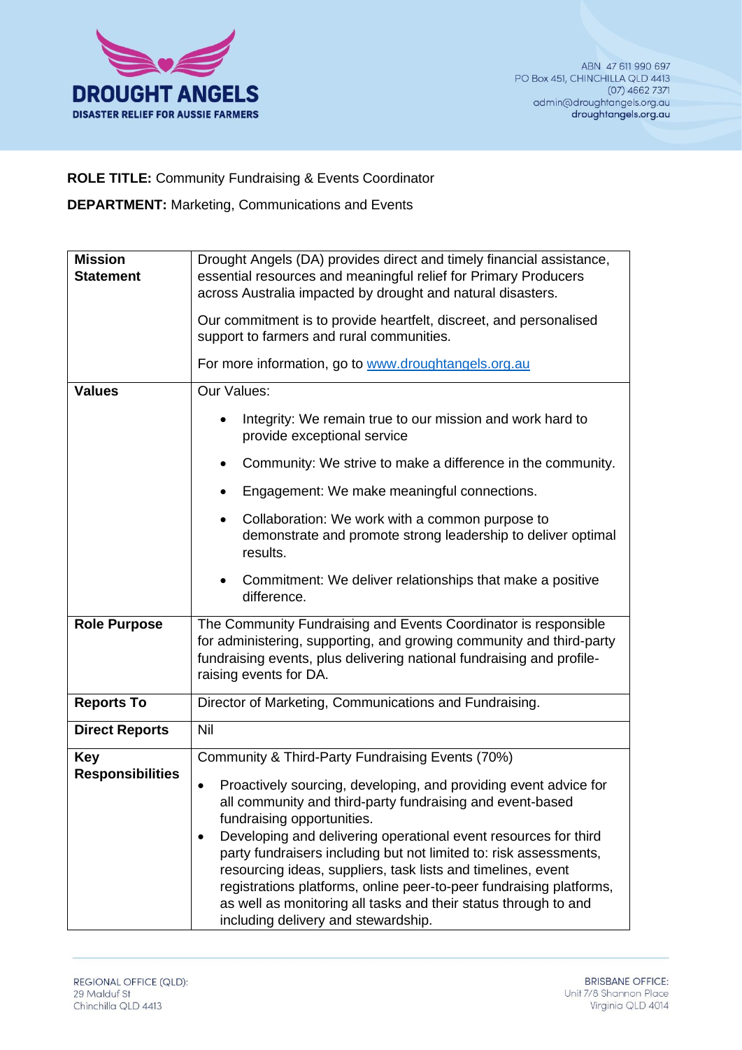DROUGHT ANGELS
DISASTER RELIEF FOR AUSSIE FARMERS

ABN 47 611 990 697
PO Box 451, CHINCHILLA QLD 4413
(07) 4662 7371
admin@droughtangels.org.au
droughtangels.org.au

**ROLE TITLE:** Community Fundraising & Events Coordinator

**DEPARTMENT:** Marketing, Communications and Events

| | |
|---|---|
| **Mission Statement** | Drought Angels (DA) provides direct and timely financial assistance, essential resources and meaningful relief for Primary Producers across Australia impacted by drought and natural disasters.<br><br>Our commitment is to provide heartfelt, discreet, and personalised support to farmers and rural communities.<br><br>For more information, go to [www.droughtangels.org.au](www.droughtangels.org.au) |
| **Values** | Our Values:<br>• Integrity: We remain true to our mission and work hard to provide exceptional service<br>• Community: We strive to make a difference in the community.<br>• Engagement: We make meaningful connections.<br>• Collaboration: We work with a common purpose to demonstrate and promote strong leadership to deliver optimal results.<br>• Commitment: We deliver relationships that make a positive difference. |
| **Role Purpose** | The Community Fundraising and Events Coordinator is responsible for administering, supporting, and growing community and third-party fundraising events, plus delivering national fundraising and profile-raising events for DA. |
| **Reports To** | Director of Marketing, Communications and Fundraising. |
| **Direct Reports** | Nil |
| **Key Responsibilities** | Community & Third-Party Fundraising Events (70%)<br>• Proactively sourcing, developing, and providing event advice for all community and third-party fundraising and event-based fundraising opportunities.<br>• Developing and delivering operational event resources for third party fundraisers including but not limited to: risk assessments, resourcing ideas, suppliers, task lists and timelines, event registrations platforms, online peer-to-peer fundraising platforms, as well as monitoring all tasks and their status through to and including delivery and stewardship. |

REGIONAL OFFICE (QLD):
29 Malduf St
Chinchilla QLD 4413

BRISBANE OFFICE:
Unit 7/8 Shannon Place
Virginia QLD 4014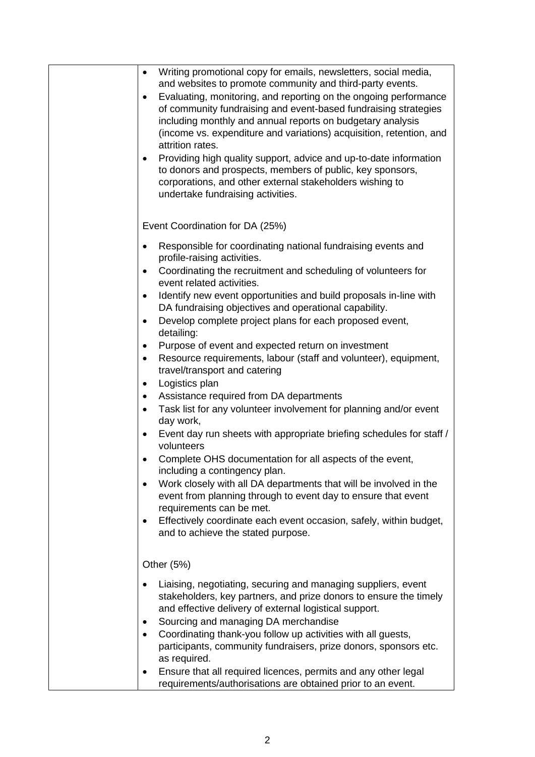| | |
|---|---|
| | • Writing promotional copy for emails, newsletters, social media, and websites to promote community and third-party events.<br>• Evaluating, monitoring, and reporting on the ongoing performance of community fundraising and event-based fundraising strategies including monthly and annual reports on budgetary analysis (income vs. expenditure and variations) acquisition, retention, and attrition rates.<br>• Providing high quality support, advice and up-to-date information to donors and prospects, members of public, key sponsors, corporations, and other external stakeholders wishing to undertake fundraising activities.<br><br>Event Coordination for DA (25%)<br><br>• Responsible for coordinating national fundraising events and profile-raising activities.<br>• Coordinating the recruitment and scheduling of volunteers for event related activities.<br>• Identify new event opportunities and build proposals in-line with DA fundraising objectives and operational capability.<br>• Develop complete project plans for each proposed event, detailing:<br>• Purpose of event and expected return on investment<br>• Resource requirements, labour (staff and volunteer), equipment, travel/transport and catering<br>• Logistics plan<br>• Assistance required from DA departments<br>• Task list for any volunteer involvement for planning and/or event day work,<br>• Event day run sheets with appropriate briefing schedules for staff / volunteers<br>• Complete OHS documentation for all aspects of the event, including a contingency plan.<br>• Work closely with all DA departments that will be involved in the event from planning through to event day to ensure that event requirements can be met.<br>• Effectively coordinate each event occasion, safely, within budget, and to achieve the stated purpose.<br><br>Other (5%)<br><br>• Liaising, negotiating, securing and managing suppliers, event stakeholders, key partners, and prize donors to ensure the timely and effective delivery of external logistical support.<br>• Sourcing and managing DA merchandise<br>• Coordinating thank-you follow up activities with all guests, participants, community fundraisers, prize donors, sponsors etc. as required.<br>• Ensure that all required licences, permits and any other legal requirements/authorisations are obtained prior to an event. |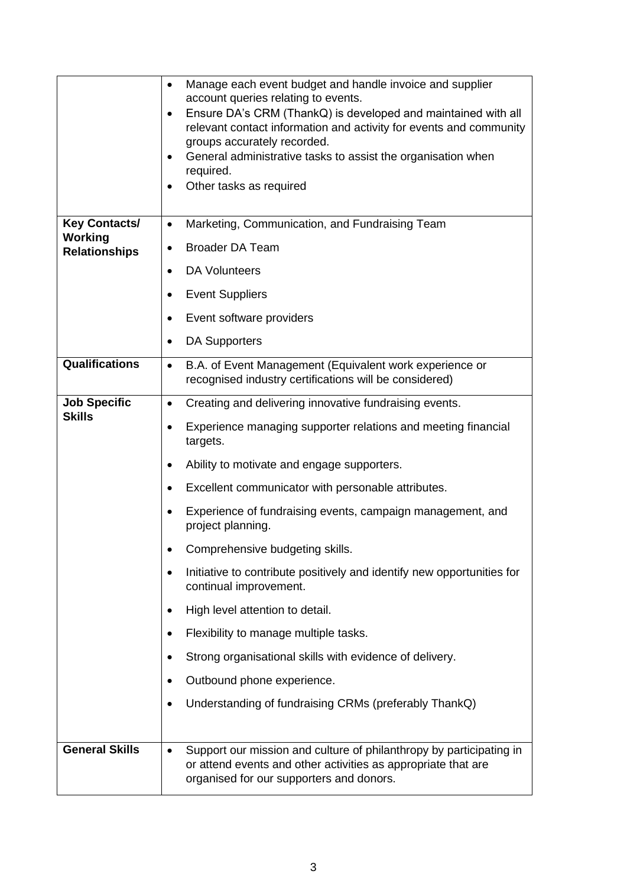| | |
|---|---|
| | • Manage each event budget and handle invoice and supplier account queries relating to events.<br>• Ensure DA's CRM (ThankQ) is developed and maintained with all relevant contact information and activity for events and community groups accurately recorded.<br>• General administrative tasks to assist the organisation when required.<br>• Other tasks as required |
| **Key Contacts/ Working Relationships** | • Marketing, Communication, and Fundraising Team<br>• Broader DA Team<br>• DA Volunteers<br>• Event Suppliers<br>• Event software providers<br>• DA Supporters |
| **Qualifications** | • B.A. of Event Management (Equivalent work experience or recognised industry certifications will be considered) |
| **Job Specific Skills** | • Creating and delivering innovative fundraising events.<br>• Experience managing supporter relations and meeting financial targets.<br>• Ability to motivate and engage supporters.<br>• Excellent communicator with personable attributes.<br>• Experience of fundraising events, campaign management, and project planning.<br>• Comprehensive budgeting skills.<br>• Initiative to contribute positively and identify new opportunities for continual improvement.<br>• High level attention to detail.<br>• Flexibility to manage multiple tasks.<br>• Strong organisational skills with evidence of delivery.<br>• Outbound phone experience.<br>• Understanding of fundraising CRMs (preferably ThankQ) |
| **General Skills** | • Support our mission and culture of philanthropy by participating in or attend events and other activities as appropriate that are organised for our supporters and donors. |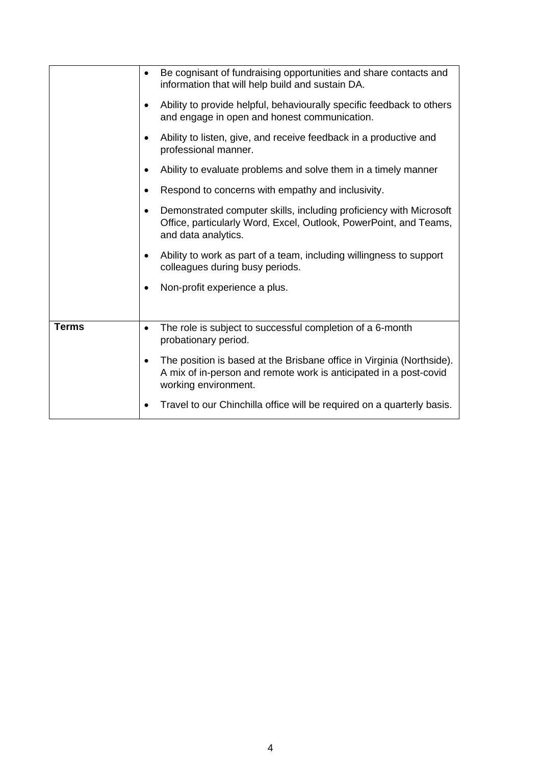| | |
|---|---|
| | • Be cognisant of fundraising opportunities and share contacts and information that will help build and sustain DA.<br>• Ability to provide helpful, behaviourally specific feedback to others and engage in open and honest communication.<br>• Ability to listen, give, and receive feedback in a productive and professional manner.<br>• Ability to evaluate problems and solve them in a timely manner<br>• Respond to concerns with empathy and inclusivity.<br>• Demonstrated computer skills, including proficiency with Microsoft Office, particularly Word, Excel, Outlook, PowerPoint, and Teams, and data analytics.<br>• Ability to work as part of a team, including willingness to support colleagues during busy periods.<br>• Non-profit experience a plus. |
| **Terms** | • The role is subject to successful completion of a 6-month probationary period.<br>• The position is based at the Brisbane office in Virginia (Northside). A mix of in-person and remote work is anticipated in a post-covid working environment.<br>• Travel to our Chinchilla office will be required on a quarterly basis. |